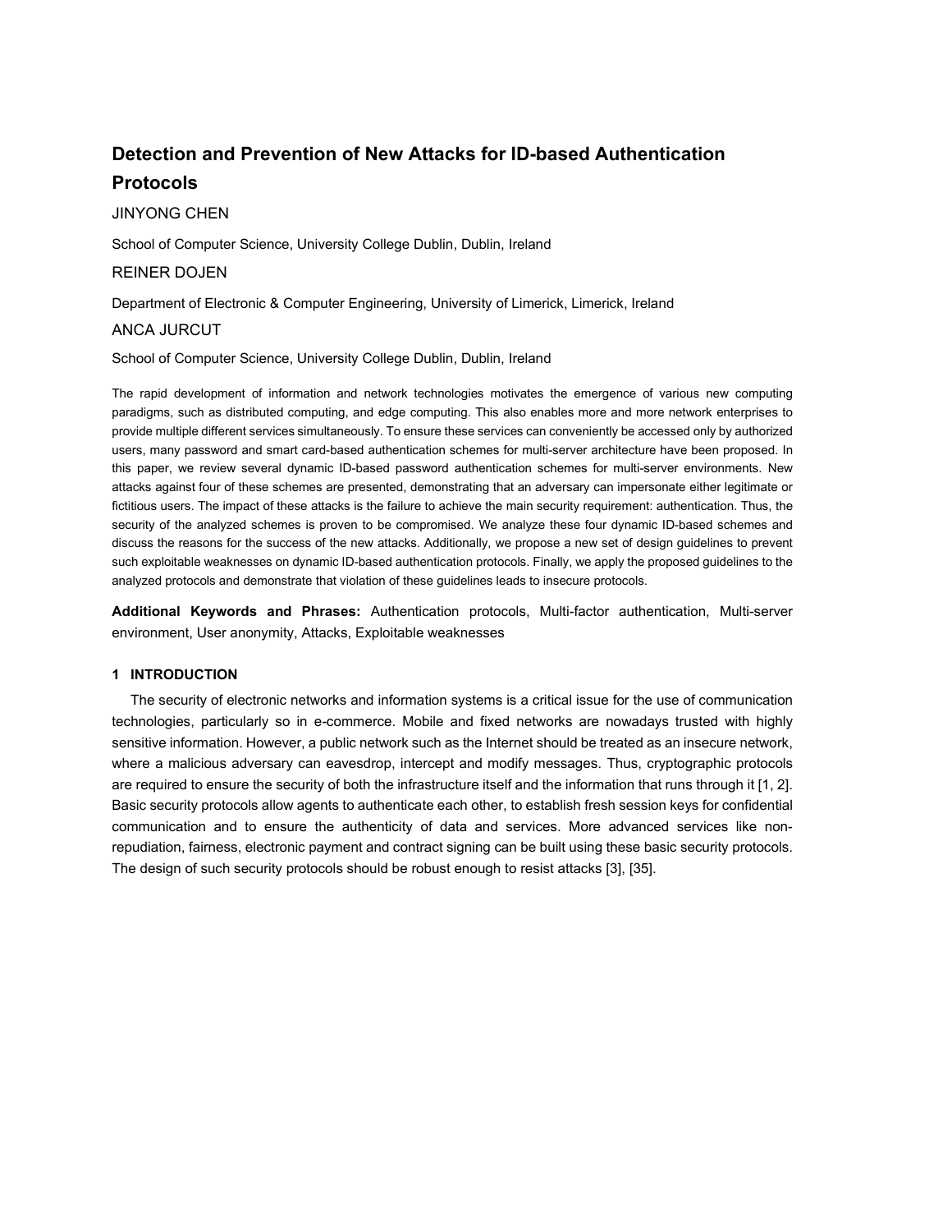# Detection and Prevention of New Attacks for ID-based Authentication Protocols

JINYONG CHEN

School of Computer Science, University College Dublin, Dublin, Ireland

REINER DOJEN

Department of Electronic & Computer Engineering, University of Limerick, Limerick, Ireland

ANCA JURCUT

School of Computer Science, University College Dublin, Dublin, Ireland

The rapid development of information and network technologies motivates the emergence of various new computing paradigms, such as distributed computing, and edge computing. This also enables more and more network enterprises to provide multiple different services simultaneously. To ensure these services can conveniently be accessed only by authorized users, many password and smart card-based authentication schemes for multi-server architecture have been proposed. In this paper, we review several dynamic ID-based password authentication schemes for multi-server environments. New attacks against four of these schemes are presented, demonstrating that an adversary can impersonate either legitimate or fictitious users. The impact of these attacks is the failure to achieve the main security requirement: authentication. Thus, the security of the analyzed schemes is proven to be compromised. We analyze these four dynamic ID-based schemes and discuss the reasons for the success of the new attacks. Additionally, we propose a new set of design guidelines to prevent such exploitable weaknesses on dynamic ID-based authentication protocols. Finally, we apply the proposed guidelines to the analyzed protocols and demonstrate that violation of these guidelines leads to insecure protocols.

**Additional Keywords and Phrases:** Authentication protocols, Multi-factor authentication, Multi-server environment, User anonymity, Attacks, Exploitable weaknesses

## 1 INTRODUCTION

The security of electronic networks and information systems is a critical issue for the use of communication technologies, particularly so in e-commerce. Mobile and fixed networks are nowadays trusted with highly sensitive information. However, a public network such as the Internet should be treated as an insecure network, where a malicious adversary can eavesdrop, intercept and modify messages. Thus, cryptographic protocols are required to ensure the security of both the infrastructure itself and the information that runs through it [1, 2]. Basic security protocols allow agents to authenticate each other, to establish fresh session keys for confidential communication and to ensure the authenticity of data and services. More advanced services like non-repudiation, fairness, electronic payment and contract signing can be built using these basic security protocols. The design of such security protocols should be robust enough to resist attacks [3], [35].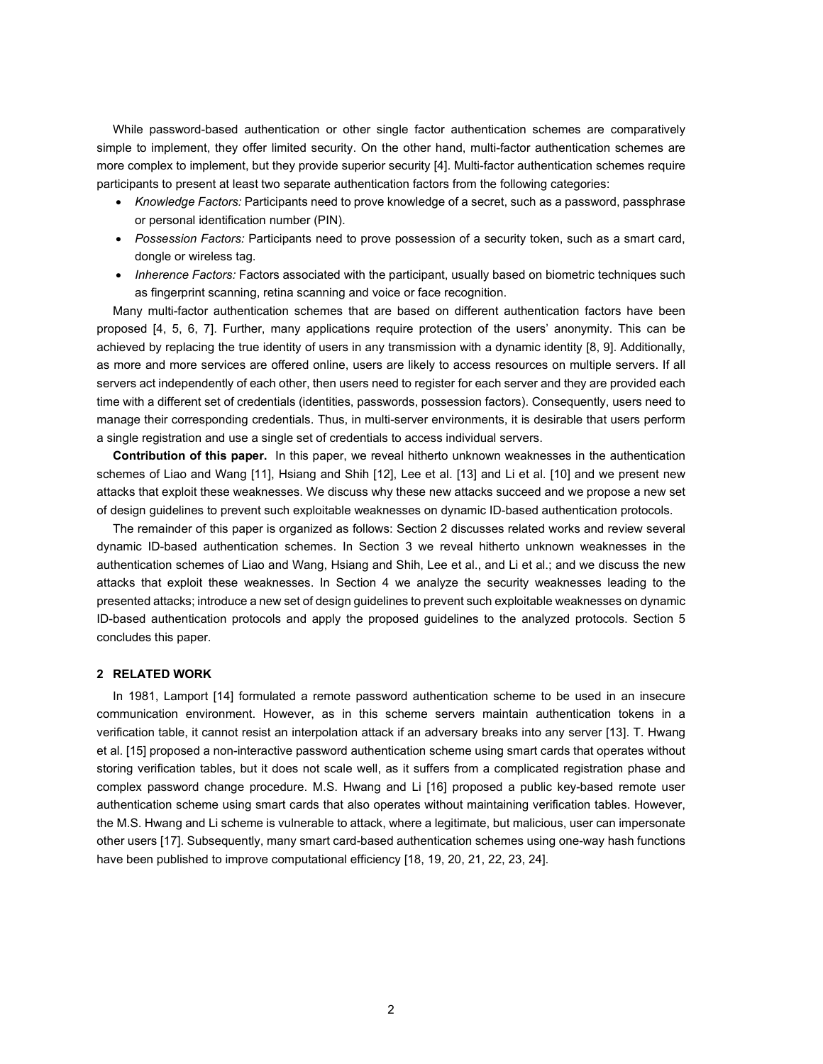While password-based authentication or other single factor authentication schemes are comparatively simple to implement, they offer limited security. On the other hand, multi-factor authentication schemes are more complex to implement, but they provide superior security [4]. Multi-factor authentication schemes require participants to present at least two separate authentication factors from the following categories:

- *Knowledge Factors:* Participants need to prove knowledge of a secret, such as a password, passphrase or personal identification number (PIN).
- *Possession Factors:* Participants need to prove possession of a security token, such as a smart card, dongle or wireless tag.
- *Inherence Factors:* Factors associated with the participant, usually based on biometric techniques such as fingerprint scanning, retina scanning and voice or face recognition.

Many multi-factor authentication schemes that are based on different authentication factors have been proposed [4, 5, 6, 7]. Further, many applications require protection of the users' anonymity. This can be achieved by replacing the true identity of users in any transmission with a dynamic identity [8, 9]. Additionally, as more and more services are offered online, users are likely to access resources on multiple servers. If all servers act independently of each other, then users need to register for each server and they are provided each time with a different set of credentials (identities, passwords, possession factors). Consequently, users need to manage their corresponding credentials. Thus, in multi-server environments, it is desirable that users perform a single registration and use a single set of credentials to access individual servers.

**Contribution of this paper.** In this paper, we reveal hitherto unknown weaknesses in the authentication schemes of Liao and Wang [11], Hsiang and Shih [12], Lee et al. [13] and Li et al. [10] and we present new attacks that exploit these weaknesses. We discuss why these new attacks succeed and we propose a new set of design guidelines to prevent such exploitable weaknesses on dynamic ID-based authentication protocols.

The remainder of this paper is organized as follows: Section 2 discusses related works and review several dynamic ID-based authentication schemes. In Section 3 we reveal hitherto unknown weaknesses in the authentication schemes of Liao and Wang, Hsiang and Shih, Lee et al., and Li et al.; and we discuss the new attacks that exploit these weaknesses. In Section 4 we analyze the security weaknesses leading to the presented attacks; introduce a new set of design guidelines to prevent such exploitable weaknesses on dynamic ID-based authentication protocols and apply the proposed guidelines to the analyzed protocols. Section 5 concludes this paper.

## 2 RELATED WORK

In 1981, Lamport [14] formulated a remote password authentication scheme to be used in an insecure communication environment. However, as in this scheme servers maintain authentication tokens in a verification table, it cannot resist an interpolation attack if an adversary breaks into any server [13]. T. Hwang et al. [15] proposed a non-interactive password authentication scheme using smart cards that operates without storing verification tables, but it does not scale well, as it suffers from a complicated registration phase and complex password change procedure. M.S. Hwang and Li [16] proposed a public key-based remote user authentication scheme using smart cards that also operates without maintaining verification tables. However, the M.S. Hwang and Li scheme is vulnerable to attack, where a legitimate, but malicious, user can impersonate other users [17]. Subsequently, many smart card-based authentication schemes using one-way hash functions have been published to improve computational efficiency [18, 19, 20, 21, 22, 23, 24].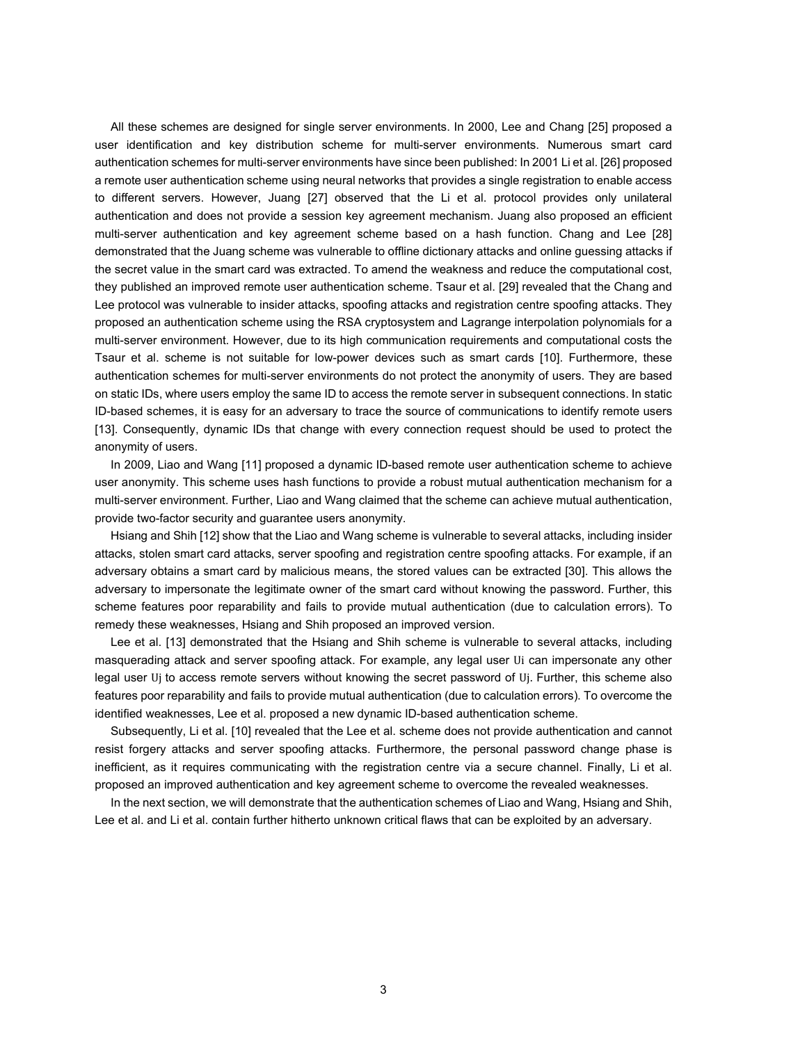All these schemes are designed for single server environments. In 2000, Lee and Chang [25] proposed a user identification and key distribution scheme for multi-server environments. Numerous smart card authentication schemes for multi-server environments have since been published: In 2001 Li et al. [26] proposed a remote user authentication scheme using neural networks that provides a single registration to enable access to different servers. However, Juang [27] observed that the Li et al. protocol provides only unilateral authentication and does not provide a session key agreement mechanism. Juang also proposed an efficient multi-server authentication and key agreement scheme based on a hash function. Chang and Lee [28] demonstrated that the Juang scheme was vulnerable to offline dictionary attacks and online guessing attacks if the secret value in the smart card was extracted. To amend the weakness and reduce the computational cost, they published an improved remote user authentication scheme. Tsaur et al. [29] revealed that the Chang and Lee protocol was vulnerable to insider attacks, spoofing attacks and registration centre spoofing attacks. They proposed an authentication scheme using the RSA cryptosystem and Lagrange interpolation polynomials for a multi-server environment. However, due to its high communication requirements and computational costs the Tsaur et al. scheme is not suitable for low-power devices such as smart cards [10]. Furthermore, these authentication schemes for multi-server environments do not protect the anonymity of users. They are based on static IDs, where users employ the same ID to access the remote server in subsequent connections. In static ID-based schemes, it is easy for an adversary to trace the source of communications to identify remote users [13]. Consequently, dynamic IDs that change with every connection request should be used to protect the anonymity of users.

In 2009, Liao and Wang [11] proposed a dynamic ID-based remote user authentication scheme to achieve user anonymity. This scheme uses hash functions to provide a robust mutual authentication mechanism for a multi-server environment. Further, Liao and Wang claimed that the scheme can achieve mutual authentication, provide two-factor security and guarantee users anonymity.

Hsiang and Shih [12] show that the Liao and Wang scheme is vulnerable to several attacks, including insider attacks, stolen smart card attacks, server spoofing and registration centre spoofing attacks. For example, if an adversary obtains a smart card by malicious means, the stored values can be extracted [30]. This allows the adversary to impersonate the legitimate owner of the smart card without knowing the password. Further, this scheme features poor reparability and fails to provide mutual authentication (due to calculation errors). To remedy these weaknesses, Hsiang and Shih proposed an improved version.

Lee et al. [13] demonstrated that the Hsiang and Shih scheme is vulnerable to several attacks, including masquerading attack and server spoofing attack. For example, any legal user $U_i$ can impersonate any other legal user $U_j$ to access remote servers without knowing the secret password of $U_j$. Further, this scheme also features poor reparability and fails to provide mutual authentication (due to calculation errors). To overcome the identified weaknesses, Lee et al. proposed a new dynamic ID-based authentication scheme.

Subsequently, Li et al. [10] revealed that the Lee et al. scheme does not provide authentication and cannot resist forgery attacks and server spoofing attacks. Furthermore, the personal password change phase is inefficient, as it requires communicating with the registration centre via a secure channel. Finally, Li et al. proposed an improved authentication and key agreement scheme to overcome the revealed weaknesses.

In the next section, we will demonstrate that the authentication schemes of Liao and Wang, Hsiang and Shih, Lee et al. and Li et al. contain further hitherto unknown critical flaws that can be exploited by an adversary.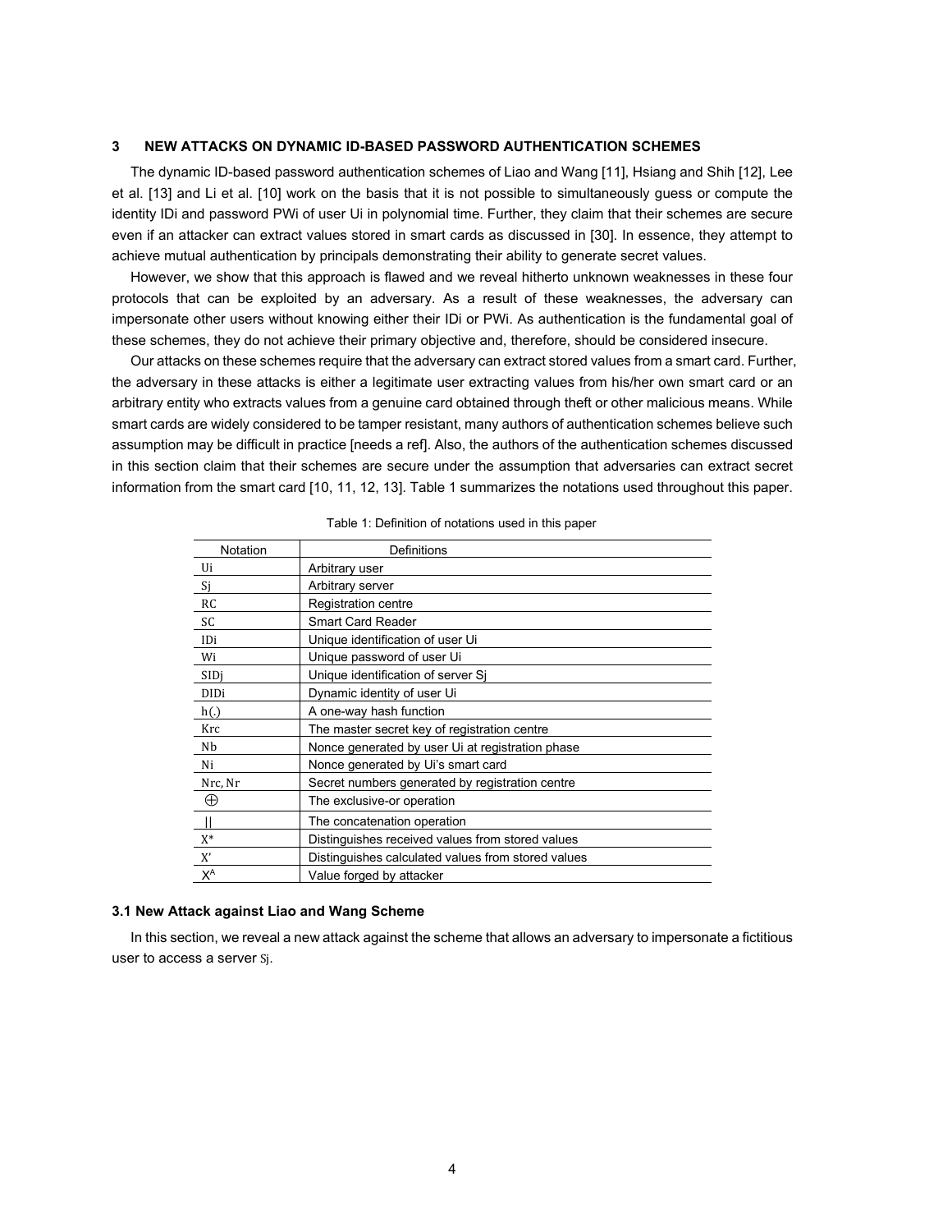## 3 NEW ATTACKS ON DYNAMIC ID-BASED PASSWORD AUTHENTICATION SCHEMES

The dynamic ID-based password authentication schemes of Liao and Wang [11], Hsiang and Shih [12], Lee et al. [13] and Li et al. [10] work on the basis that it is not possible to simultaneously guess or compute the identity IDi and password PWi of user Ui in polynomial time. Further, they claim that their schemes are secure even if an attacker can extract values stored in smart cards as discussed in [30]. In essence, they attempt to achieve mutual authentication by principals demonstrating their ability to generate secret values.

However, we show that this approach is flawed and we reveal hitherto unknown weaknesses in these four protocols that can be exploited by an adversary. As a result of these weaknesses, the adversary can impersonate other users without knowing either their IDi or PWi. As authentication is the fundamental goal of these schemes, they do not achieve their primary objective and, therefore, should be considered insecure.

Our attacks on these schemes require that the adversary can extract stored values from a smart card. Further, the adversary in these attacks is either a legitimate user extracting values from his/her own smart card or an arbitrary entity who extracts values from a genuine card obtained through theft or other malicious means. While smart cards are widely considered to be tamper resistant, many authors of authentication schemes believe such assumption may be difficult in practice [needs a ref]. Also, the authors of the authentication schemes discussed in this section claim that their schemes are secure under the assumption that adversaries can extract secret information from the smart card [10, 11, 12, 13]. Table 1 summarizes the notations used throughout this paper.

Table 1: Definition of notations used in this paper

| Notation | Definitions |
|---|---|
| Ui | Arbitrary user |
| Sj | Arbitrary server |
| RC | Registration centre |
| SC | Smart Card Reader |
| IDi | Unique identification of user Ui |
| Wi | Unique password of user Ui |
| SIDj | Unique identification of server Sj |
| DIDi | Dynamic identity of user Ui |
| h(.) | A one-way hash function |
| Krc | The master secret key of registration centre |
| Nb | Nonce generated by user Ui at registration phase |
| Ni | Nonce generated by Ui's smart card |
| Nrc, Nr | Secret numbers generated by registration centre |
| $\oplus$ | The exclusive-or operation |
| \|\| | The concatenation operation |
| X* | Distinguishes received values from stored values |
| X' | Distinguishes calculated values from stored values |
| $X^A$ | Value forged by attacker |

### 3.1 New Attack against Liao and Wang Scheme

In this section, we reveal a new attack against the scheme that allows an adversary to impersonate a fictitious user to access a server Sj.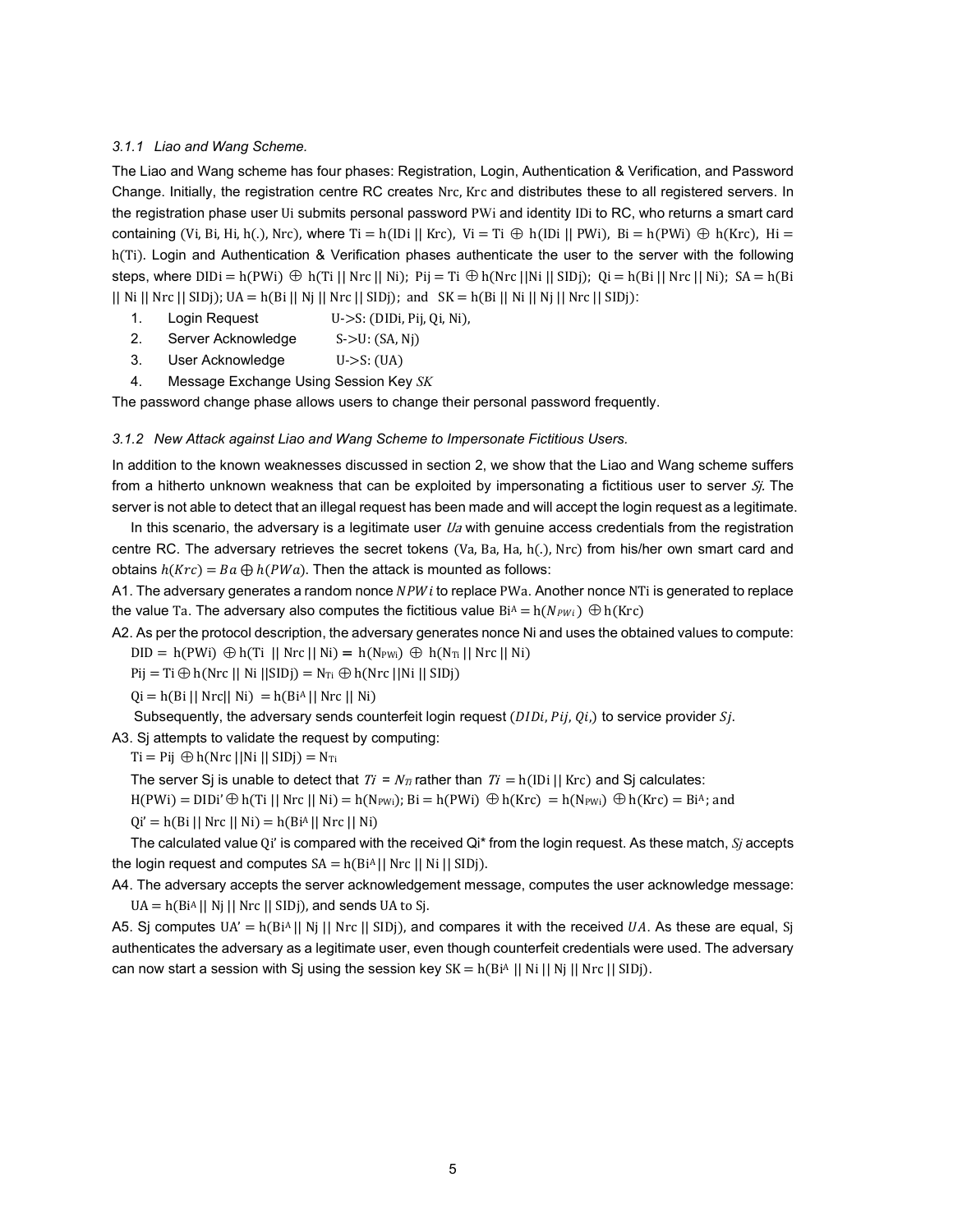### 3.1.1 Liao and Wang Scheme.

The Liao and Wang scheme has four phases: Registration, Login, Authentication & Verification, and Password Change. Initially, the registration centre RC creates $Nrc$, $Krc$ and distributes these to all registered servers. In the registration phase user $Ui$ submits personal password $PWi$ and identity $IDi$ to RC, who returns a smart card containing $(Vi, Bi, Hi, h(.), Nrc)$, where $Ti = h(IDi \,||\, Krc)$, $Vi = Ti \oplus h(IDi \,||\, PWi)$, $Bi = h(PWi) \oplus h(Krc)$, $Hi = h(Ti)$. Login and Authentication & Verification phases authenticate the user to the server with the following steps, where $DIDi = h(PWi) \oplus h(Ti \,||\, Nrc \,||\, Ni)$; $Pij = Ti \oplus h(Nrc \,||\, Ni \,||\, SIDj)$; $Qi = h(Bi \,||\, Nrc \,||\, Ni)$; $SA = h(Bi \,||\, Ni \,||\, Nrc \,||\, SIDj)$; $UA = h(Bi \,||\, Nj \,||\, Nrc \,||\, SIDj)$; and $SK = h(Bi \,||\, Ni \,||\, Nj \,||\, Nrc \,||\, SIDj)$:

1. Login Request U->S: $(DIDi, Pij, Qi, Ni)$,
2. Server Acknowledge S->U: $(SA, Nj)$
3. User Acknowledge U->S: $(UA)$
4. Message Exchange Using Session Key $SK$

The password change phase allows users to change their personal password frequently.

### 3.1.2 New Attack against Liao and Wang Scheme to Impersonate Fictitious Users.

In addition to the known weaknesses discussed in section 2, we show that the Liao and Wang scheme suffers from a hitherto unknown weakness that can be exploited by impersonating a fictitious user to server $Sj$. The server is not able to detect that an illegal request has been made and will accept the login request as a legitimate.

In this scenario, the adversary is a legitimate user $Ua$ with genuine access credentials from the registration centre RC. The adversary retrieves the secret tokens $(Va, Ba, Ha, h(.), Nrc)$ from his/her own smart card and obtains $h(Krc) = Ba \oplus h(PWa)$. Then the attack is mounted as follows:

A1. The adversary generates a random nonce $NPWi$ to replace $PWa$. Another nonce $NTi$ is generated to replace the value $Ta$. The adversary also computes the fictitious value $Bi^A = h(N_{PWi}) \oplus h(Krc)$

A2. As per the protocol description, the adversary generates nonce Ni and uses the obtained values to compute:

$DID = h(PWi) \oplus h(Ti \,||\, Nrc \,||\, Ni) = h(N_{PWi}) \oplus h(N_{Ti} \,||\, Nrc \,||\, Ni)$

$Pij = Ti \oplus h(Nrc \,||\, Ni \,||SIDj) = N_{Ti} \oplus h(Nrc \,||Ni \,||\, SIDj)$

$Qi = h(Bi \,||\, Nrc|| \, Ni) = h(Bi^A \,||\, Nrc \,||\, Ni)$

Subsequently, the adversary sends counterfeit login request $(DIDi, Pij, Qi,)$ to service provider $Sj$.

A3. Sj attempts to validate the request by computing:

$Ti = Pij \oplus h(Nrc \,||Ni \,||\, SIDj) = N_{Ti}$

The server Sj is unable to detect that $Ti = N_{Ti}$ rather than $Ti = h(IDi \,||\, Krc)$ and Sj calculates:

$H(PWi) = DIDi' \oplus h(Ti \,||\, Nrc \,||\, Ni) = h(N_{PWi})$; $Bi = h(PWi) \oplus h(Krc) = h(N_{PWi}) \oplus h(Krc) = Bi^A$; and

$Qi' = h(Bi \,||\, Nrc \,||\, Ni) = h(Bi^A \,||\, Nrc \,||\, Ni)$

The calculated value $Qi'$ is compared with the received $Qi^*$ from the login request. As these match, $Sj$ accepts the login request and computes $SA = h(Bi^A || \, Nrc \,||\, Ni \,||\, SIDj)$.

A4. The adversary accepts the server acknowledgement message, computes the user acknowledge message: $UA = h(Bi^A \,||\, Nj \,||\, Nrc \,||\, SIDj)$, and sends $UA$ to Sj.

A5. Sj computes $UA' = h(Bi^A \,||\, Nj \,||\, Nrc \,||\, SIDj)$, and compares it with the received $UA$. As these are equal, Sj authenticates the adversary as a legitimate user, even though counterfeit credentials were used. The adversary can now start a session with Sj using the session key $SK = h(Bi^A \,||\, Ni \,||\, Nj \,||\, Nrc \,||\, SIDj)$.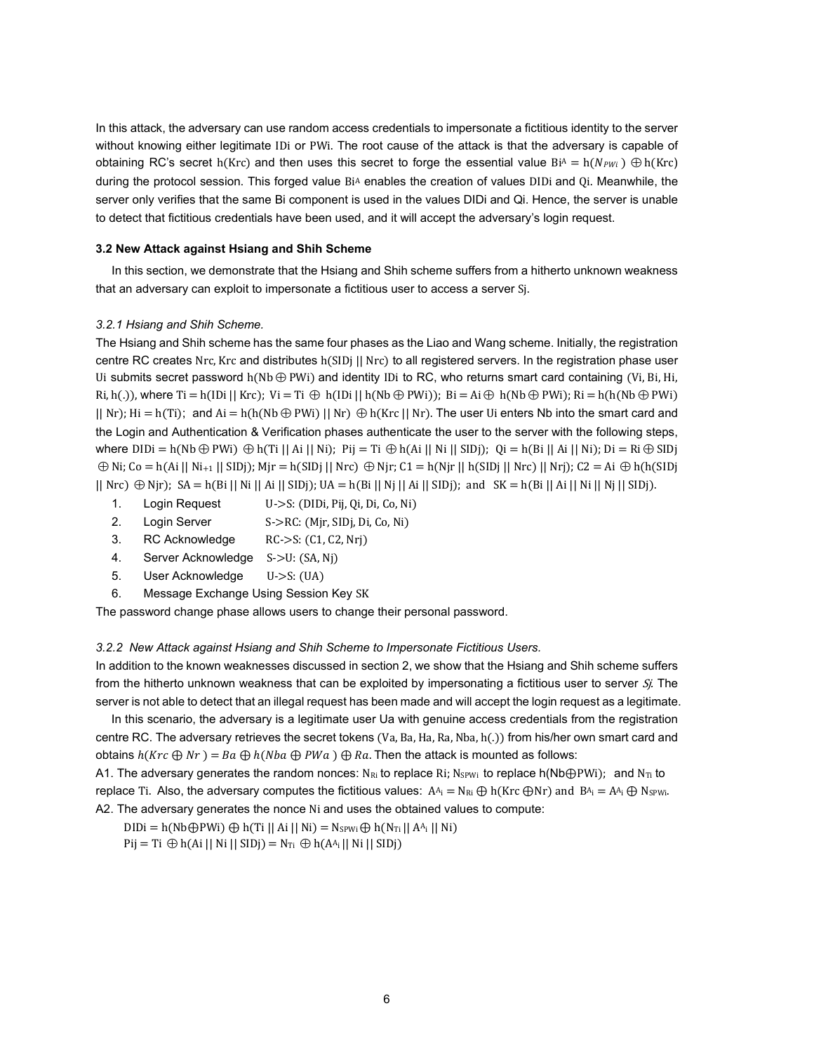In this attack, the adversary can use random access credentials to impersonate a fictitious identity to the server without knowing either legitimate IDi or PWi. The root cause of the attack is that the adversary is capable of obtaining RC's secret h(Krc) and then uses this secret to forge the essential value $Bi^A = h(N_{PWi}) \oplus h(Krc)$ during the protocol session. This forged value $Bi^A$ enables the creation of values DIDi and Qi. Meanwhile, the server only verifies that the same Bi component is used in the values DIDi and Qi. Hence, the server is unable to detect that fictitious credentials have been used, and it will accept the adversary's login request.

### 3.2 New Attack against Hsiang and Shih Scheme

In this section, we demonstrate that the Hsiang and Shih scheme suffers from a hitherto unknown weakness that an adversary can exploit to impersonate a fictitious user to access a server Sj.

#### *3.2.1 Hsiang and Shih Scheme.*

The Hsiang and Shih scheme has the same four phases as the Liao and Wang scheme. Initially, the registration centre RC creates Nrc, Krc and distributes h(SIDj || Nrc) to all registered servers. In the registration phase user Ui submits secret password $h(Nb \oplus PWi)$ and identity IDi to RC, who returns smart card containing (Vi, Bi, Hi, Ri, h(.)), where $Ti = h(IDi \,||\, Krc)$; $Vi = Ti \oplus h(IDi \,||\, h(Nb \oplus PWi))$; $Bi = Ai \oplus h(Nb \oplus PWi)$; $Ri = h(h(Nb \oplus PWi) \,||\, Nr)$; $Hi = h(Ti)$; and $Ai = h(h(Nb \oplus PWi) \,||\, Nr) \oplus h(Krc \,||\, Nr)$. The user Ui enters Nb into the smart card and the Login and Authentication & Verification phases authenticate the user to the server with the following steps, where $DIDi = h(Nb \oplus PWi) \oplus h(Ti \,||\, Ai \,||\, Ni)$; $Pij = Ti \oplus h(Ai \,||\, Ni \,||\, SIDj)$; $Qi = h(Bi \,||\, Ai \,||\, Ni)$; $Di = Ri \oplus SIDj \oplus Ni$; $Co = h(Ai \,||\, Ni_{+1} \,||\, SIDj)$; $Mjr = h(SIDj \,||\, Nrc) \oplus Njr$; $C1 = h(Njr \,||\, h(SIDj \,||\, Nrc) \,||\, Nrj)$; $C2 = Ai \oplus h(h(SIDj \,||\, Nrc) \oplus Njr)$; $SA = h(Bi \,||\, Ni \,||\, Ai \,||\, SIDj)$; $UA = h(Bi \,||\, Nj \,||\, Ai \,||\, SIDj)$; and $SK = h(Bi \,||\, Ai \,||\, Ni \,||\, Nj \,||\, SIDj)$.

1. Login Request U->S: (DIDi, Pij, Qi, Di, Co, Ni)
2. Login Server S->RC: (Mjr, SIDj, Di, Co, Ni)
3. RC Acknowledge RC->S: (C1, C2, Nrj)
4. Server Acknowledge S->U: (SA, Nj)
5. User Acknowledge U->S: (UA)
6. Message Exchange Using Session Key SK

The password change phase allows users to change their personal password.

#### *3.2.2 New Attack against Hsiang and Shih Scheme to Impersonate Fictitious Users.*

In addition to the known weaknesses discussed in section 2, we show that the Hsiang and Shih scheme suffers from the hitherto unknown weakness that can be exploited by impersonating a fictitious user to server *Sj*. The server is not able to detect that an illegal request has been made and will accept the login request as a legitimate.

In this scenario, the adversary is a legitimate user Ua with genuine access credentials from the registration centre RC. The adversary retrieves the secret tokens (Va, Ba, Ha, Ra, Nba, h(.)) from his/her own smart card and obtains $h(Krc \oplus Nr) = Ba \oplus h(Nba \oplus PWa) \oplus Ra$. Then the attack is mounted as follows:

A1. The adversary generates the random nonces: $N_{Ri}$ to replace Ri; $N_{SPWi}$ to replace $h(Nb \oplus PWi)$; and $N_{Ti}$ to replace Ti. Also, the adversary computes the fictitious values: $A^A{}_i = N_{Ri} \oplus h(Krc \oplus Nr)$ and $B^A{}_i = A^A{}_i \oplus N_{SPWi}$.

A2. The adversary generates the nonce Ni and uses the obtained values to compute:

$DIDi = h(Nb \oplus PWi) \oplus h(Ti \,||\, Ai \,||\, Ni) = N_{SPWi} \oplus h(N_{Ti} \,||\, A^A{}_i \,||\, Ni)$

$Pij = Ti \oplus h(Ai \,||\, Ni \,||\, SIDj) = N_{Ti} \oplus h(A^A{}_i \,||\, Ni \,||\, SIDj)$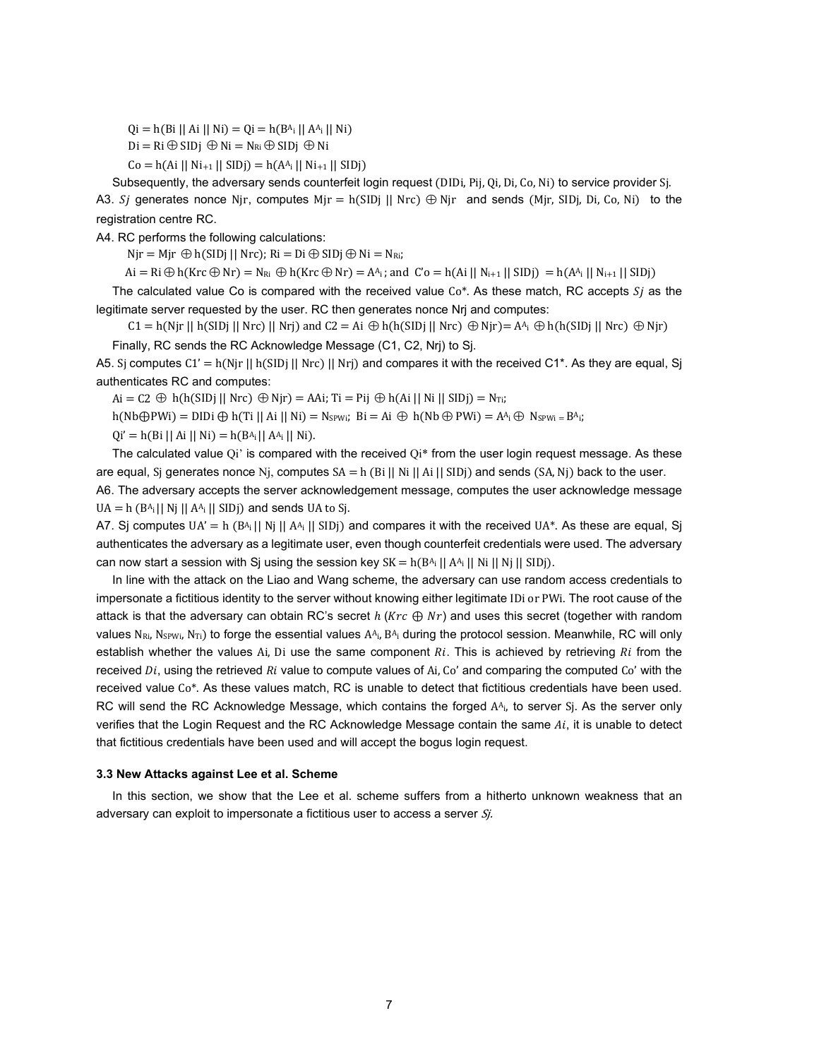$Qi = h(Bi \,||\, Ai \,||\, Ni) = Qi = h(B^{A}{}_{i} \,||\, A^{A}{}_{i} \,||\, Ni)$

$Di = Ri \oplus SIDj \oplus Ni = N_{Ri} \oplus SIDj \oplus Ni$

$Co = h(Ai \,||\, N_{i+1} \,||\, SIDj) = h(A^{A}{}_{i} \,||\, N_{i+1} \,||\, SIDj)$

Subsequently, the adversary sends counterfeit login request $(DIDi, Pij, Qi, Di, Co, Ni)$ to service provider Sj.

A3. $Sj$ generates nonce Njr, computes $Mjr = h(SIDj \,||\, Nrc) \oplus Njr$ and sends $(Mjr, SIDj, Di, Co, Ni)$ to the registration centre RC.

A4. RC performs the following calculations:

$Njr = Mjr \oplus h(SIDj \,||\, Nrc)$; $Ri = Di \oplus SIDj \oplus Ni = N_{Ri}$;

$Ai = Ri \oplus h(Krc \oplus Nr) = N_{Ri} \oplus h(Krc \oplus Nr) = A^{A}{}_{i}$; and $C'o = h(Ai \,||\, N_{i+1} \,||\, SIDj) = h(A^{A}{}_{i} \,||\, N_{i+1} \,||\, SIDj)$

The calculated value Co is compared with the received value Co*. As these match, RC accepts $Sj$ as the legitimate server requested by the user. RC then generates nonce Nrj and computes:

$C1 = h(Njr \,||\, h(SIDj \,||\, Nrc) \,||\, Nrj)$ and $C2 = Ai \oplus h(h(SIDj \,||\, Nrc) \oplus Njr) = A^{A}{}_{i} \oplus h(h(SIDj \,||\, Nrc) \oplus Njr)$

Finally, RC sends the RC Acknowledge Message (C1, C2, Nrj) to Sj.

A5. Sj computes $C1' = h(Njr \,||\, h(SIDj \,||\, Nrc) \,||\, Nrj)$ and compares it with the received C1*. As they are equal, Sj authenticates RC and computes:

$Ai = C2 \oplus h(h(SIDj \,||\, Nrc) \oplus Njr) = AAi$; $Ti = Pij \oplus h(Ai \,||\, Ni \,||\, SIDj) = N_{Ti}$;

$h(Nb \oplus PWi) = DIDi \oplus h(Ti \,||\, Ai \,||\, Ni) = N_{SPWi}$; $Bi = Ai \oplus h(Nb \oplus PWi) = A^{A}{}_{i} \oplus N_{SPWi} = B^{A}{}_{i}$;

$Qi' = h(Bi \,||\, Ai \,||\, Ni) = h(B^{A}{}_{i} \,||\, A^{A}{}_{i} \,||\, Ni)$.

The calculated value Qi' is compared with the received Qi* from the user login request message. As these are equal, Sj generates nonce Nj, computes $SA = h(Bi \,||\, Ni \,||\, Ai \,||\, SIDj)$ and sends (SA, Nj) back to the user.

A6. The adversary accepts the server acknowledgement message, computes the user acknowledge message $UA = h(B^{A}{}_{i} \,||\, Nj \,||\, A^{A}{}_{i} \,||\, SIDj)$ and sends UA to Sj.

A7. Sj computes $UA' = h(B^{A}{}_{i} \,||\, Nj \,||\, A^{A}{}_{i} \,||\, SIDj)$ and compares it with the received UA*. As these are equal, Sj authenticates the adversary as a legitimate user, even though counterfeit credentials were used. The adversary can now start a session with Sj using the session key $SK = h(B^{A}{}_{i} \,||\, A^{A}{}_{i} \,||\, Ni \,||\, Nj \,||\, SIDj)$.

In line with the attack on the Liao and Wang scheme, the adversary can use random access credentials to impersonate a fictitious identity to the server without knowing either legitimate IDi or PWi. The root cause of the attack is that the adversary can obtain RC's secret $h(Krc \oplus Nr)$ and uses this secret (together with random values $N_{Ri}$, $N_{SPWi}$, $N_{Ti}$) to forge the essential values $A^{A}{}_{i}$, $B^{A}{}_{i}$ during the protocol session. Meanwhile, RC will only establish whether the values Ai, Di use the same component $Ri$. This is achieved by retrieving $Ri$ from the received $Di$, using the retrieved $Ri$ value to compute values of Ai, Co' and comparing the computed Co' with the received value Co*. As these values match, RC is unable to detect that fictitious credentials have been used. RC will send the RC Acknowledge Message, which contains the forged $A^{A}{}_{i}$, to server Sj. As the server only verifies that the Login Request and the RC Acknowledge Message contain the same $Ai$, it is unable to detect that fictitious credentials have been used and will accept the bogus login request.

### 3.3 New Attacks against Lee et al. Scheme

In this section, we show that the Lee et al. scheme suffers from a hitherto unknown weakness that an adversary can exploit to impersonate a fictitious user to access a server *Sj*.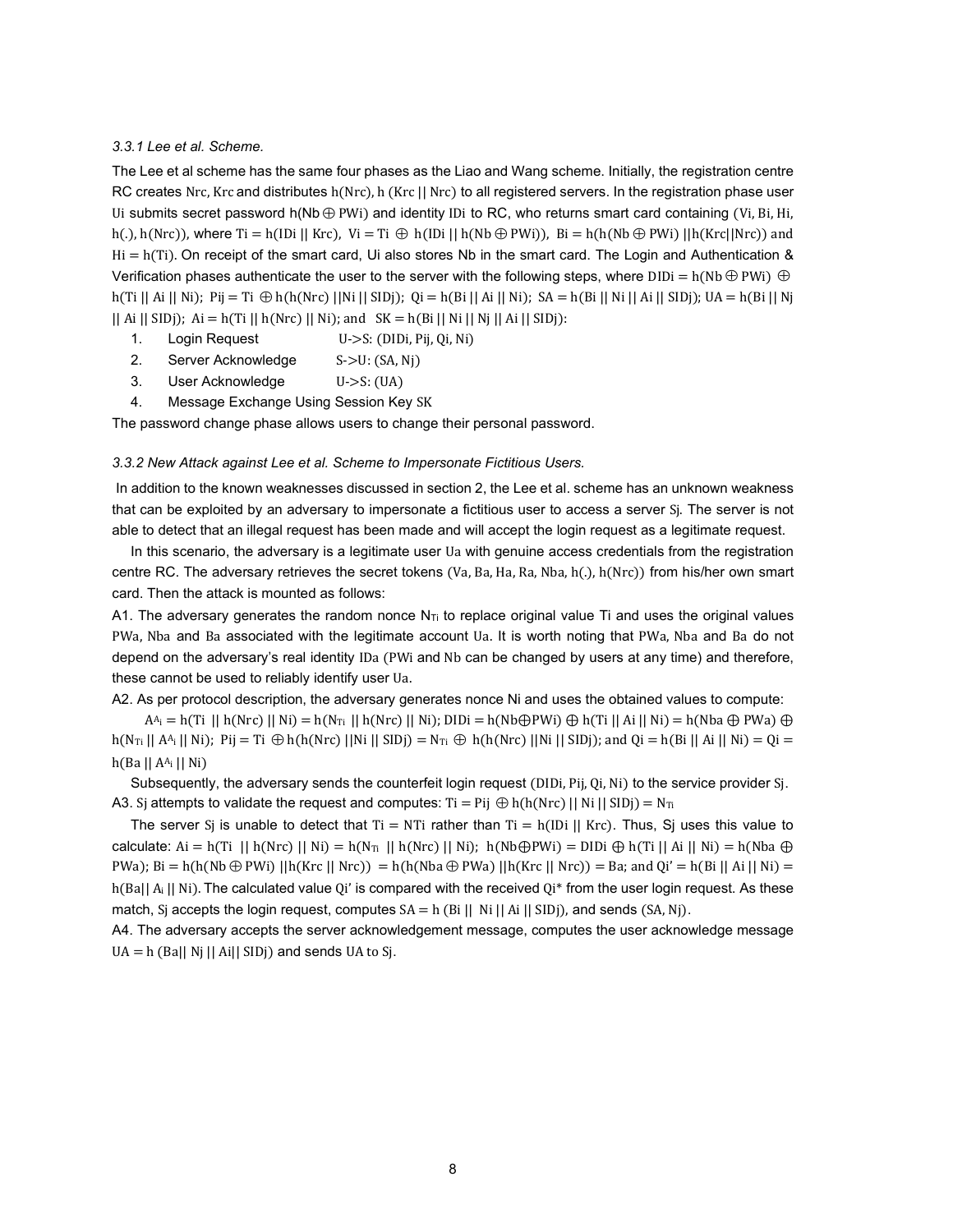*3.3.1 Lee et al. Scheme.*

The Lee et al scheme has the same four phases as the Liao and Wang scheme. Initially, the registration centre RC creates $Nrc$, $Krc$ and distributes $h(Nrc)$, $h\ (Krc \ || \ Nrc)$ to all registered servers. In the registration phase user $Ui$ submits secret password $h(Nb \oplus PWi)$ and identity $IDi$ to RC, who returns smart card containing $(Vi, Bi, Hi, h(.), h(Nrc))$, where $Ti = h(IDi \ || \ Krc)$, $Vi = Ti \ \oplus \ h(IDi \ || \ h(Nb \oplus PWi))$, $Bi = h(h(Nb \oplus PWi) \ || h(Krc||Nrc))$ and $Hi = h(Ti)$. On receipt of the smart card, Ui also stores Nb in the smart card. The Login and Authentication & Verification phases authenticate the user to the server with the following steps, where $DIDi = h(Nb \oplus PWi) \ \oplus \ h(Ti \ || \ Ai \ || \ Ni)$; $Pij = Ti \ \oplus h(h(Nrc) \ ||Ni \ || \ SIDj)$; $Qi = h(Bi \ || \ Ai \ || \ Ni)$; $SA = h(Bi \ || \ Ni \ || \ Ai \ || \ SIDj)$; $UA = h(Bi \ || \ Nj \ || \ Ai \ || \ SIDj)$; $Ai = h(Ti \ || \ h(Nrc) \ || \ Ni)$; and $SK = h(Bi \ || \ Ni \ || \ Nj \ || \ Ai \ || \ SIDj)$:

1. Login Request $U\text{->}S$: $(DIDi, Pij, Qi, Ni)$
2. Server Acknowledge $S\text{->}U$: $(SA, Nj)$
3. User Acknowledge $U\text{->}S$: $(UA)$
4. Message Exchange Using Session Key $SK$

The password change phase allows users to change their personal password.

*3.3.2 New Attack against Lee et al. Scheme to Impersonate Fictitious Users.*

In addition to the known weaknesses discussed in section 2, the Lee et al. scheme has an unknown weakness that can be exploited by an adversary to impersonate a fictitious user to access a server $Sj$. The server is not able to detect that an illegal request has been made and will accept the login request as a legitimate request.

In this scenario, the adversary is a legitimate user $Ua$ with genuine access credentials from the registration centre RC. The adversary retrieves the secret tokens $(Va, Ba, Ha, Ra, Nba, h(.), h(Nrc))$ from his/her own smart card. Then the attack is mounted as follows:

A1. The adversary generates the random nonce $N_{Ti}$ to replace original value Ti and uses the original values $PWa$, $Nba$ and $Ba$ associated with the legitimate account $Ua$. It is worth noting that $PWa$, $Nba$ and $Ba$ do not depend on the adversary's real identity $IDa$ ($PWi$ and $Nb$ can be changed by users at any time) and therefore, these cannot be used to reliably identify user $Ua$.

A2. As per protocol description, the adversary generates nonce Ni and uses the obtained values to compute:

$A^{A}_{i} = h(Ti \ || \ h(Nrc) \ || \ Ni) = h(N_{Ti} \ || \ h(Nrc) \ || \ Ni)$; $DIDi = h(Nb \oplus PWi) \oplus h(Ti \ || \ Ai \ || \ Ni) = h(Nba \oplus PWa) \oplus h(N_{Ti} \ || \ A^{A}_{i} \ || \ Ni)$; $Pij = Ti \ \oplus h(h(Nrc) \ ||Ni \ || \ SIDj) = N_{Ti} \oplus \ h(h(Nrc) \ ||Ni \ || \ SIDj)$; and $Qi = h(Bi \ || \ Ai \ || \ Ni) = Qi = h(Ba \ || \ A^{A}_{i} \ || \ Ni)$

Subsequently, the adversary sends the counterfeit login request $(DIDi, Pij, Qi, Ni)$ to the service provider $Sj$.

A3. $Sj$ attempts to validate the request and computes: $Ti = Pij \ \oplus h(h(Nrc) \ || \ Ni \ || \ SIDj) = N_{Ti}$

The server $Sj$ is unable to detect that $Ti = NTi$ rather than $Ti = h(IDi \ || \ Krc)$. Thus, Sj uses this value to calculate: $Ai = h(Ti \ || \ h(Nrc) \ || \ Ni) = h(N_{Ti} \ || \ h(Nrc) \ || \ Ni)$; $h(Nb \oplus PWi) = DIDi \oplus h(Ti \ || \ Ai \ || \ Ni) = h(Nba \oplus PWa)$; $Bi = h(h(Nb \oplus PWi) \ || h(Krc \ || \ Nrc)) = h(h(Nba \oplus PWa) \ || h(Krc \ || \ Nrc)) = Ba$; and $Qi' = h(Bi \ || \ Ai \ || \ Ni) = h(Ba|| \ A_{i} \ || \ Ni)$. The calculated value $Qi'$ is compared with the received $Qi^*$ from the user login request. As these match, $Sj$ accepts the login request, computes $SA = h\ (Bi \ || \ \ Ni \ || \ Ai \ || \ SIDj)$, and sends $(SA, Nj)$.

A4. The adversary accepts the server acknowledgement message, computes the user acknowledge message $UA = h\ (Ba|| \ Nj \ || \ Ai|| \ SIDj)$ and sends $UA$ to $Sj$.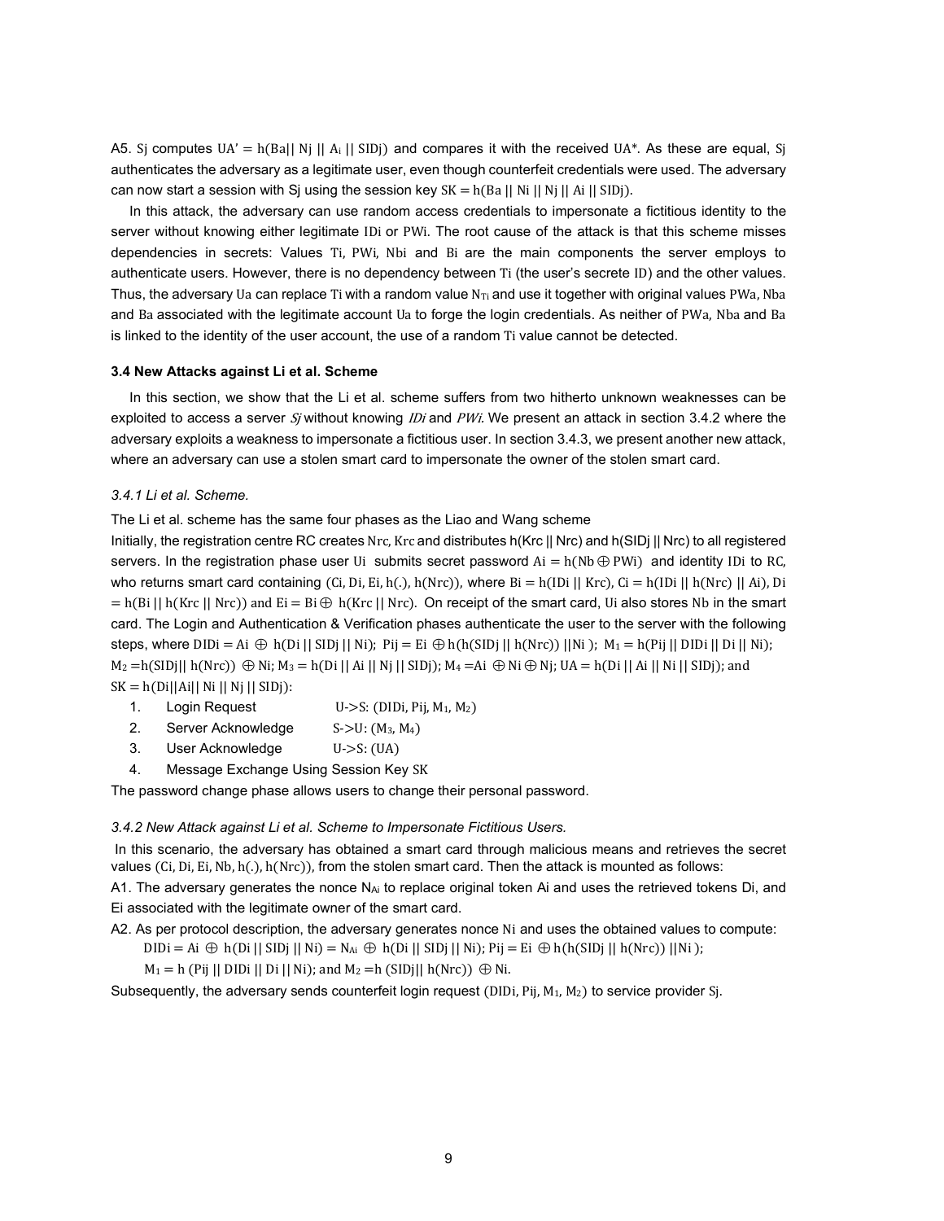A5. Sj computes $UA' = h(Ba || Nj || A_i || SIDj)$ and compares it with the received $UA^*$. As these are equal, Sj authenticates the adversary as a legitimate user, even though counterfeit credentials were used. The adversary can now start a session with Sj using the session key $SK = h(Ba || Ni || Nj || Ai || SIDj)$.

In this attack, the adversary can use random access credentials to impersonate a fictitious identity to the server without knowing either legitimate IDi or PWi. The root cause of the attack is that this scheme misses dependencies in secrets: Values Ti, PWi, Nbi and Bi are the main components the server employs to authenticate users. However, there is no dependency between Ti (the user's secrete ID) and the other values. Thus, the adversary Ua can replace Ti with a random value $N_{Ti}$ and use it together with original values PWa, Nba and Ba associated with the legitimate account Ua to forge the login credentials. As neither of PWa, Nba and Ba is linked to the identity of the user account, the use of a random Ti value cannot be detected.

### 3.4 New Attacks against Li et al. Scheme

In this section, we show that the Li et al. scheme suffers from two hitherto unknown weaknesses can be exploited to access a server *Sj* without knowing *IDi* and *PWi*. We present an attack in section 3.4.2 where the adversary exploits a weakness to impersonate a fictitious user. In section 3.4.3, we present another new attack, where an adversary can use a stolen smart card to impersonate the owner of the stolen smart card.

*3.4.1 Li et al. Scheme.*

The Li et al. scheme has the same four phases as the Liao and Wang scheme

Initially, the registration centre RC creates Nrc, Krc and distributes $h(Krc || Nrc)$ and $h(SIDj || Nrc)$ to all registered servers. In the registration phase user Ui submits secret password $Ai = h(Nb \oplus PWi)$ and identity IDi to RC, who returns smart card containing $(Ci, Di, Ei, h(.), h(Nrc))$, where $Bi = h(IDi || Krc)$, $Ci = h(IDi || h(Nrc) || Ai)$, $Di = h(Bi || h(Krc || Nrc))$ and $Ei = Bi \oplus h(Krc || Nrc)$. On receipt of the smart card, Ui also stores Nb in the smart card. The Login and Authentication & Verification phases authenticate the user to the server with the following steps, where $DIDi = Ai \oplus h(Di || SIDj || Ni)$; $Pij = Ei \oplus h(h(SIDj || h(Nrc)) ||Ni)$; $M_1 = h(Pij || DIDi || Di || Ni)$; $M_2 = h(SIDj|| h(Nrc)) \oplus Ni$; $M_3 = h(Di || Ai || Nj || SIDj)$; $M_4 = Ai \oplus Ni \oplus Nj$; $UA = h(Di || Ai || Ni || SIDj)$; and $SK = h(Di||Ai|| Ni || Nj || SIDj)$:

1. Login Request U->S: $(DIDi, Pij, M_1, M_2)$
2. Server Acknowledge S->U: $(M_3, M_4)$
3. User Acknowledge U->S: (UA)
4. Message Exchange Using Session Key SK

The password change phase allows users to change their personal password.

*3.4.2 New Attack against Li et al. Scheme to Impersonate Fictitious Users.*

In this scenario, the adversary has obtained a smart card through malicious means and retrieves the secret values $(Ci, Di, Ei, Nb, h(.), h(Nrc))$, from the stolen smart card. Then the attack is mounted as follows:

A1. The adversary generates the nonce $N_{Ai}$ to replace original token Ai and uses the retrieved tokens Di, and Ei associated with the legitimate owner of the smart card.

A2. As per protocol description, the adversary generates nonce Ni and uses the obtained values to compute:

$DIDi = Ai \oplus h(Di || SIDj || Ni) = N_{Ai} \oplus h(Di || SIDj || Ni)$; $Pij = Ei \oplus h(h(SIDj || h(Nrc)) ||Ni)$;

$M_1 = h(Pij || DIDi || Di || Ni)$; and $M_2 = h(SIDj|| h(Nrc)) \oplus Ni$.

Subsequently, the adversary sends counterfeit login request $(DIDi, Pij, M_1, M_2)$ to service provider Sj.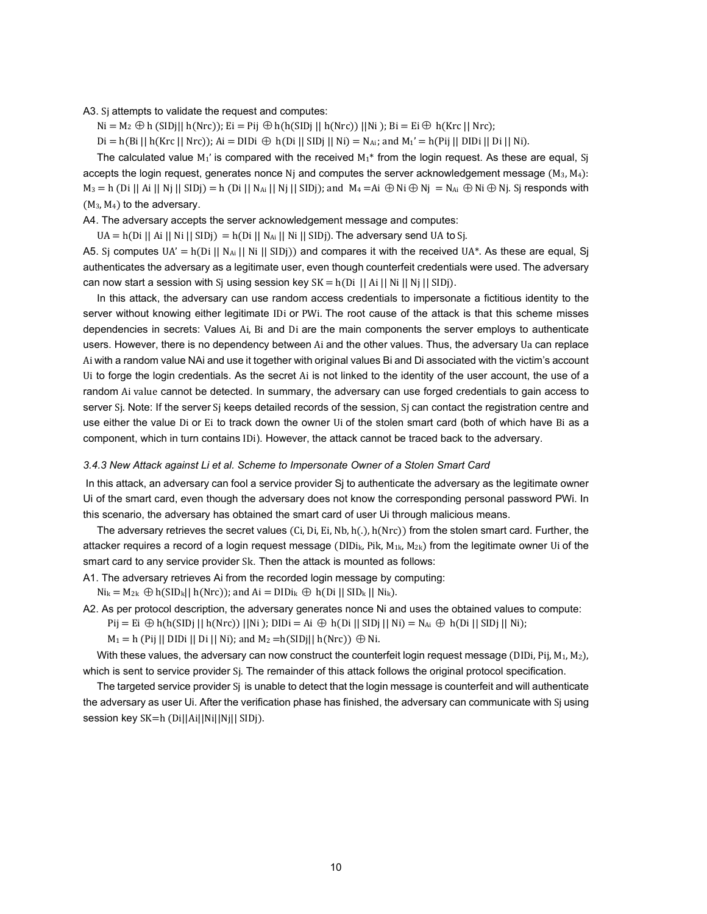A3. $Sj$ attempts to validate the request and computes:

$Ni = M_2 \oplus h(SIDj || h(Nrc))$; $Ei = Pij \oplus h(h(SIDj || h(Nrc)) || Ni)$; $Bi = Ei \oplus h(Krc || Nrc)$;

$Di = h(Bi || h(Krc || Nrc))$; $Ai = DIDi \oplus h(Di || SIDj || Ni) = N_{Ai}$; and $M_1' = h(Pij || DIDi || Di || Ni)$.

The calculated value $M_1'$ is compared with the received $M_1^*$ from the login request. As these are equal, $Sj$ accepts the login request, generates nonce $Nj$ and computes the server acknowledgement message $(M_3, M_4)$: $M_3 = h(Di || Ai || Nj || SIDj) = h(Di || N_{Ai} || Nj || SIDj)$; and $M_4 = Ai \oplus Ni \oplus Nj = N_{Ai} \oplus Ni \oplus Nj$. Sj responds with $(M_3, M_4)$ to the adversary.

A4. The adversary accepts the server acknowledgement message and computes:

$UA = h(Di || Ai || Ni || SIDj) = h(Di || N_{Ai} || Ni || SIDj)$. The adversary send $UA$ to $Sj$.

A5. Sj computes $UA' = h(Di || N_{Ai} || Ni || SIDj))$ and compares it with the received $UA^*$. As these are equal, Sj authenticates the adversary as a legitimate user, even though counterfeit credentials were used. The adversary can now start a session with $Sj$ using session key $SK = h(Di || Ai || Ni || Nj || SIDj)$.

In this attack, the adversary can use random access credentials to impersonate a fictitious identity to the server without knowing either legitimate $IDi$ or $PWi$. The root cause of the attack is that this scheme misses dependencies in secrets: Values $Ai$, $Bi$ and $Di$ are the main components the server employs to authenticate users. However, there is no dependency between $Ai$ and the other values. Thus, the adversary $Ua$ can replace $Ai$ with a random value NAi and use it together with original values Bi and Di associated with the victim's account $Ui$ to forge the login credentials. As the secret $Ai$ is not linked to the identity of the user account, the use of a random $Ai$ value cannot be detected. In summary, the adversary can use forged credentials to gain access to server $Sj$. Note: If the server $Sj$ keeps detailed records of the session, $Sj$ can contact the registration centre and use either the value $Di$ or $Ei$ to track down the owner $Ui$ of the stolen smart card (both of which have $Bi$ as a component, which in turn contains $IDi$). However, the attack cannot be traced back to the adversary.

### *3.4.3 New Attack against Li et al. Scheme to Impersonate Owner of a Stolen Smart Card*

In this attack, an adversary can fool a service provider Sj to authenticate the adversary as the legitimate owner Ui of the smart card, even though the adversary does not know the corresponding personal password PWi. In this scenario, the adversary has obtained the smart card of user Ui through malicious means.

The adversary retrieves the secret values $(Ci, Di, Ei, Nb, h(.), h(Nrc))$ from the stolen smart card. Further, the attacker requires a record of a login request message $(DIDi_k, Pik, M_{1k}, M_{2k})$ from the legitimate owner $Ui$ of the smart card to any service provider $Sk$. Then the attack is mounted as follows:

A1. The adversary retrieves Ai from the recorded login message by computing:

$Ni_k = M_{2k} \oplus h(SID_k || h(Nrc))$; and $Ai = DIDi_k \oplus h(Di || SID_k || Ni_k)$.

A2. As per protocol description, the adversary generates nonce Ni and uses the obtained values to compute:

$Pij = Ei \oplus h(h(SIDj || h(Nrc)) || Ni)$; $DIDi = Ai \oplus h(Di || SIDj || Ni) = N_{Ai} \oplus h(Di || SIDj || Ni)$;

$M_1 = h(Pij || DIDi || Di || Ni)$; and $M_2 = h(SIDj || h(Nrc)) \oplus Ni$.

With these values, the adversary can now construct the counterfeit login request message $(DIDi, Pij, M_1, M_2)$, which is sent to service provider $Sj$. The remainder of this attack follows the original protocol specification.

The targeted service provider $Sj$ is unable to detect that the login message is counterfeit and will authenticate the adversary as user Ui. After the verification phase has finished, the adversary can communicate with $Sj$ using session key $SK = h(Di||Ai||Ni||Nj||SIDj)$.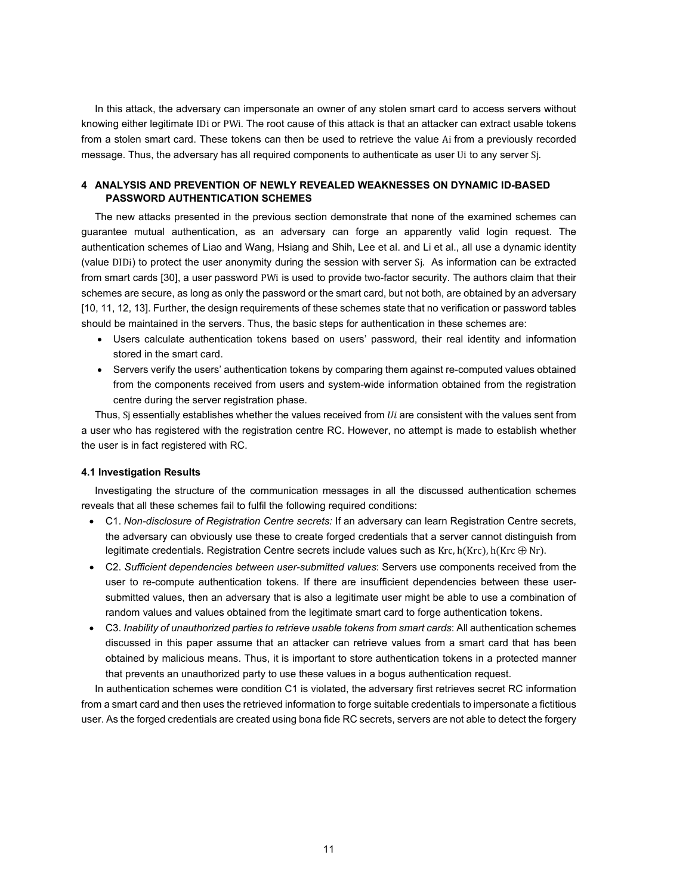In this attack, the adversary can impersonate an owner of any stolen smart card to access servers without knowing either legitimate $IDi$ or $PWi$. The root cause of this attack is that an attacker can extract usable tokens from a stolen smart card. These tokens can then be used to retrieve the value $Ai$ from a previously recorded message. Thus, the adversary has all required components to authenticate as user $Ui$ to any server $Sj$.

## 4 ANALYSIS AND PREVENTION OF NEWLY REVEALED WEAKNESSES ON DYNAMIC ID-BASED PASSWORD AUTHENTICATION SCHEMES

The new attacks presented in the previous section demonstrate that none of the examined schemes can guarantee mutual authentication, as an adversary can forge an apparently valid login request. The authentication schemes of Liao and Wang, Hsiang and Shih, Lee et al. and Li et al., all use a dynamic identity (value $DIDi$) to protect the user anonymity during the session with server $Sj$. As information can be extracted from smart cards [30], a user password $PWi$ is used to provide two-factor security. The authors claim that their schemes are secure, as long as only the password or the smart card, but not both, are obtained by an adversary [10, 11, 12, 13]. Further, the design requirements of these schemes state that no verification or password tables should be maintained in the servers. Thus, the basic steps for authentication in these schemes are:

- Users calculate authentication tokens based on users' password, their real identity and information stored in the smart card.
- Servers verify the users' authentication tokens by comparing them against re-computed values obtained from the components received from users and system-wide information obtained from the registration centre during the server registration phase.

Thus, $Sj$ essentially establishes whether the values received from $Ui$ are consistent with the values sent from a user who has registered with the registration centre RC. However, no attempt is made to establish whether the user is in fact registered with RC.

### 4.1 Investigation Results

Investigating the structure of the communication messages in all the discussed authentication schemes reveals that all these schemes fail to fulfil the following required conditions:

- C1. *Non-disclosure of Registration Centre secrets:* If an adversary can learn Registration Centre secrets, the adversary can obviously use these to create forged credentials that a server cannot distinguish from legitimate credentials. Registration Centre secrets include values such as $Krc$, $h(Krc)$, $h(Krc \oplus Nr)$.
- C2. *Sufficient dependencies between user-submitted values*: Servers use components received from the user to re-compute authentication tokens. If there are insufficient dependencies between these user-submitted values, then an adversary that is also a legitimate user might be able to use a combination of random values and values obtained from the legitimate smart card to forge authentication tokens.
- C3. *Inability of unauthorized parties to retrieve usable tokens from smart cards*: All authentication schemes discussed in this paper assume that an attacker can retrieve values from a smart card that has been obtained by malicious means. Thus, it is important to store authentication tokens in a protected manner that prevents an unauthorized party to use these values in a bogus authentication request.

In authentication schemes were condition C1 is violated, the adversary first retrieves secret RC information from a smart card and then uses the retrieved information to forge suitable credentials to impersonate a fictitious user. As the forged credentials are created using bona fide RC secrets, servers are not able to detect the forgery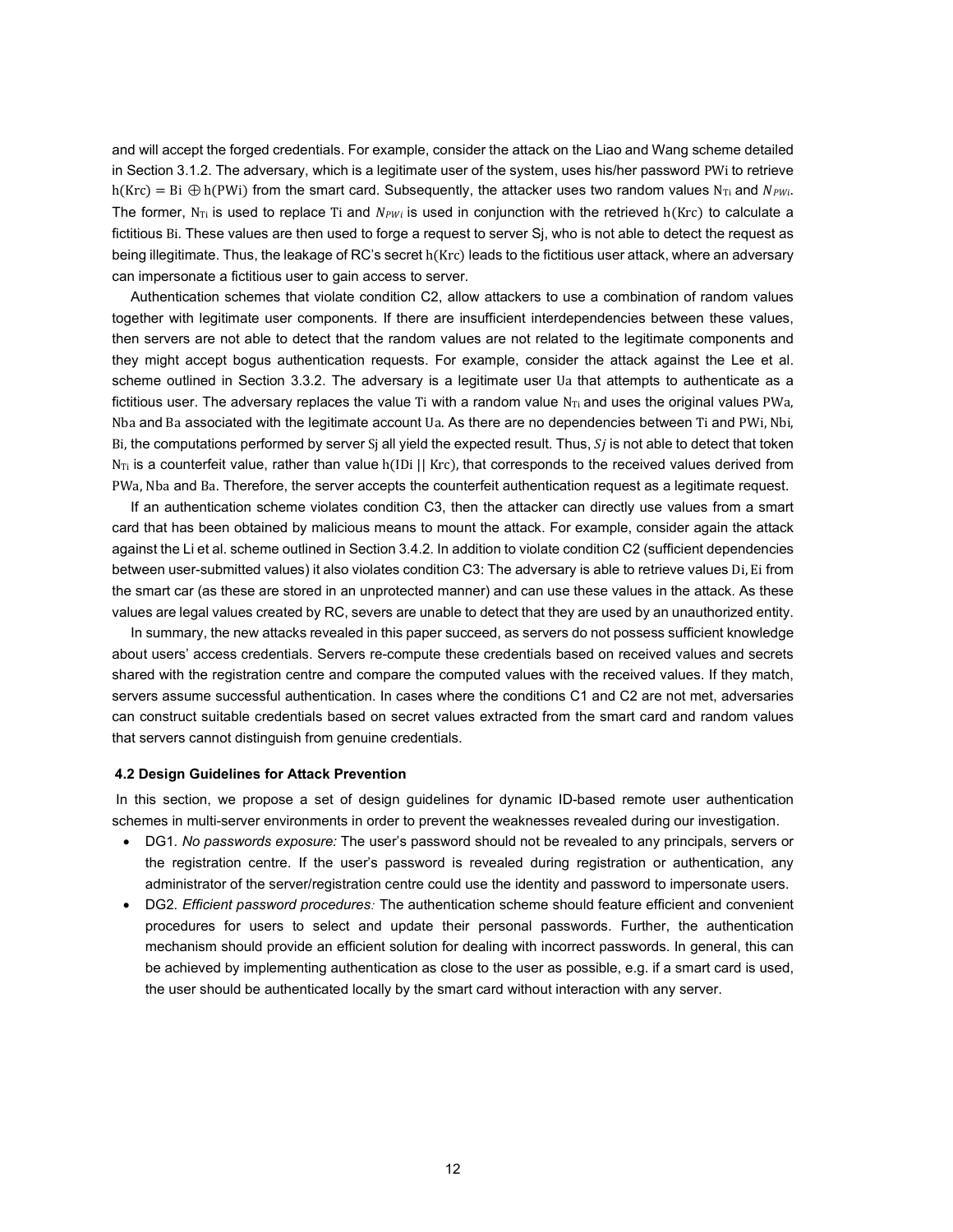and will accept the forged credentials. For example, consider the attack on the Liao and Wang scheme detailed in Section 3.1.2. The adversary, which is a legitimate user of the system, uses his/her password PWi to retrieve $h(Krc) = Bi \oplus h(PWi)$ from the smart card. Subsequently, the attacker uses two random values $N_{Ti}$ and $N_{PWi}$. The former, $N_{Ti}$ is used to replace Ti and $N_{PWi}$ is used in conjunction with the retrieved h(Krc) to calculate a fictitious Bi. These values are then used to forge a request to server Sj, who is not able to detect the request as being illegitimate. Thus, the leakage of RC's secret h(Krc) leads to the fictitious user attack, where an adversary can impersonate a fictitious user to gain access to server.

Authentication schemes that violate condition C2, allow attackers to use a combination of random values together with legitimate user components. If there are insufficient interdependencies between these values, then servers are not able to detect that the random values are not related to the legitimate components and they might accept bogus authentication requests. For example, consider the attack against the Lee et al. scheme outlined in Section 3.3.2. The adversary is a legitimate user Ua that attempts to authenticate as a fictitious user. The adversary replaces the value Ti with a random value $N_{Ti}$ and uses the original values PWa, Nba and Ba associated with the legitimate account Ua. As there are no dependencies between Ti and PWi, Nbi, Bi, the computations performed by server Sj all yield the expected result. Thus, $Sj$ is not able to detect that token $N_{Ti}$ is a counterfeit value, rather than value h(IDi || Krc), that corresponds to the received values derived from PWa, Nba and Ba. Therefore, the server accepts the counterfeit authentication request as a legitimate request.

If an authentication scheme violates condition C3, then the attacker can directly use values from a smart card that has been obtained by malicious means to mount the attack. For example, consider again the attack against the Li et al. scheme outlined in Section 3.4.2. In addition to violate condition C2 (sufficient dependencies between user-submitted values) it also violates condition C3: The adversary is able to retrieve values Di, Ei from the smart car (as these are stored in an unprotected manner) and can use these values in the attack. As these values are legal values created by RC, severs are unable to detect that they are used by an unauthorized entity.

In summary, the new attacks revealed in this paper succeed, as servers do not possess sufficient knowledge about users' access credentials. Servers re-compute these credentials based on received values and secrets shared with the registration centre and compare the computed values with the received values. If they match, servers assume successful authentication. In cases where the conditions C1 and C2 are not met, adversaries can construct suitable credentials based on secret values extracted from the smart card and random values that servers cannot distinguish from genuine credentials.

### 4.2 Design Guidelines for Attack Prevention

In this section, we propose a set of design guidelines for dynamic ID-based remote user authentication schemes in multi-server environments in order to prevent the weaknesses revealed during our investigation.

- DG1. *No passwords exposure:* The user's password should not be revealed to any principals, servers or the registration centre. If the user's password is revealed during registration or authentication, any administrator of the server/registration centre could use the identity and password to impersonate users.
- DG2. *Efficient password procedures:* The authentication scheme should feature efficient and convenient procedures for users to select and update their personal passwords. Further, the authentication mechanism should provide an efficient solution for dealing with incorrect passwords. In general, this can be achieved by implementing authentication as close to the user as possible, e.g. if a smart card is used, the user should be authenticated locally by the smart card without interaction with any server.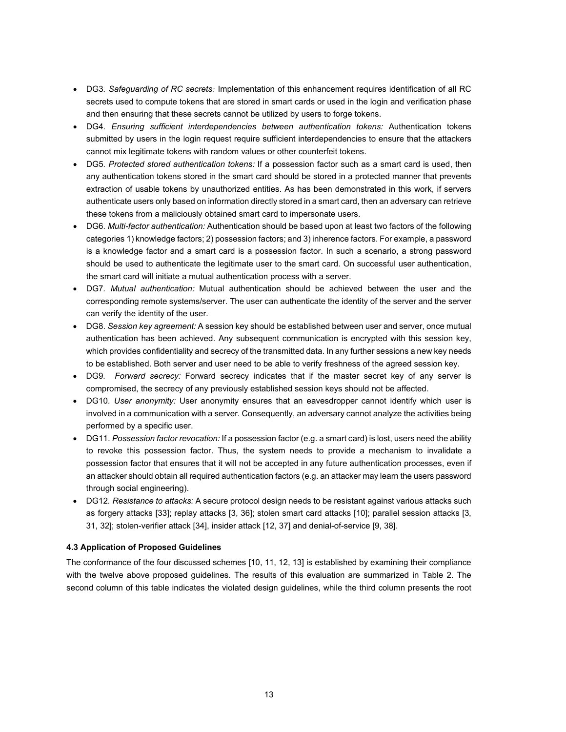- DG3. *Safeguarding of RC secrets:* Implementation of this enhancement requires identification of all RC secrets used to compute tokens that are stored in smart cards or used in the login and verification phase and then ensuring that these secrets cannot be utilized by users to forge tokens.
- DG4. *Ensuring sufficient interdependencies between authentication tokens:* Authentication tokens submitted by users in the login request require sufficient interdependencies to ensure that the attackers cannot mix legitimate tokens with random values or other counterfeit tokens.
- DG5. *Protected stored authentication tokens:* If a possession factor such as a smart card is used, then any authentication tokens stored in the smart card should be stored in a protected manner that prevents extraction of usable tokens by unauthorized entities. As has been demonstrated in this work, if servers authenticate users only based on information directly stored in a smart card, then an adversary can retrieve these tokens from a maliciously obtained smart card to impersonate users.
- DG6. *Multi-factor authentication:* Authentication should be based upon at least two factors of the following categories 1) knowledge factors; 2) possession factors; and 3) inherence factors. For example, a password is a knowledge factor and a smart card is a possession factor. In such a scenario, a strong password should be used to authenticate the legitimate user to the smart card. On successful user authentication, the smart card will initiate a mutual authentication process with a server.
- DG7. *Mutual authentication:* Mutual authentication should be achieved between the user and the corresponding remote systems/server. The user can authenticate the identity of the server and the server can verify the identity of the user.
- DG8. *Session key agreement:* A session key should be established between user and server, once mutual authentication has been achieved. Any subsequent communication is encrypted with this session key, which provides confidentiality and secrecy of the transmitted data. In any further sessions a new key needs to be established. Both server and user need to be able to verify freshness of the agreed session key.
- DG9. *Forward secrecy:* Forward secrecy indicates that if the master secret key of any server is compromised, the secrecy of any previously established session keys should not be affected.
- DG10. *User anonymity:* User anonymity ensures that an eavesdropper cannot identify which user is involved in a communication with a server. Consequently, an adversary cannot analyze the activities being performed by a specific user.
- DG11. *Possession factor revocation:* If a possession factor (e.g. a smart card) is lost, users need the ability to revoke this possession factor. Thus, the system needs to provide a mechanism to invalidate a possession factor that ensures that it will not be accepted in any future authentication processes, even if an attacker should obtain all required authentication factors (e.g. an attacker may learn the users password through social engineering).
- DG12. *Resistance to attacks:* A secure protocol design needs to be resistant against various attacks such as forgery attacks [33]; replay attacks [3, 36]; stolen smart card attacks [10]; parallel session attacks [3, 31, 32]; stolen-verifier attack [34], insider attack [12, 37] and denial-of-service [9, 38].

### 4.3 Application of Proposed Guidelines

The conformance of the four discussed schemes [10, 11, 12, 13] is established by examining their compliance with the twelve above proposed guidelines. The results of this evaluation are summarized in Table 2. The second column of this table indicates the violated design guidelines, while the third column presents the root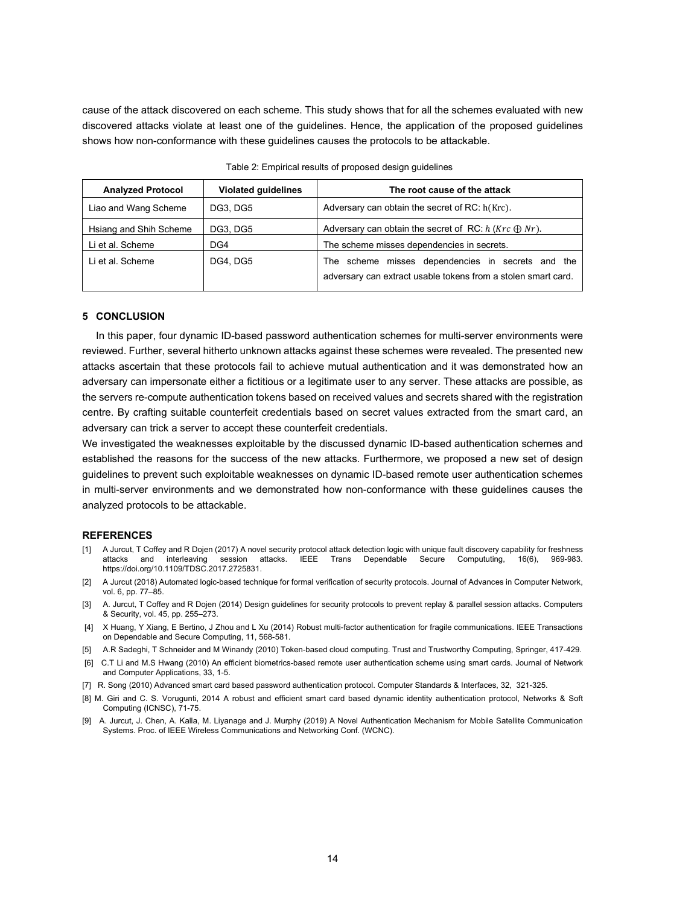cause of the attack discovered on each scheme. This study shows that for all the schemes evaluated with new discovered attacks violate at least one of the guidelines. Hence, the application of the proposed guidelines shows how non-conformance with these guidelines causes the protocols to be attackable.

Table 2: Empirical results of proposed design guidelines

| Analyzed Protocol | Violated guidelines | The root cause of the attack |
|---|---|---|
| Liao and Wang Scheme | DG3, DG5 | Adversary can obtain the secret of RC: $h(Krc)$. |
| Hsiang and Shih Scheme | DG3, DG5 | Adversary can obtain the secret of RC: $h\ (Krc \oplus Nr)$. |
| Li et al. Scheme | DG4 | The scheme misses dependencies in secrets. |
| Li et al. Scheme | DG4, DG5 | The scheme misses dependencies in secrets and the adversary can extract usable tokens from a stolen smart card. |

## 5 CONCLUSION

In this paper, four dynamic ID-based password authentication schemes for multi-server environments were reviewed. Further, several hitherto unknown attacks against these schemes were revealed. The presented new attacks ascertain that these protocols fail to achieve mutual authentication and it was demonstrated how an adversary can impersonate either a fictitious or a legitimate user to any server. These attacks are possible, as the servers re-compute authentication tokens based on received values and secrets shared with the registration centre. By crafting suitable counterfeit credentials based on secret values extracted from the smart card, an adversary can trick a server to accept these counterfeit credentials.

We investigated the weaknesses exploitable by the discussed dynamic ID-based authentication schemes and established the reasons for the success of the new attacks. Furthermore, we proposed a new set of design guidelines to prevent such exploitable weaknesses on dynamic ID-based remote user authentication schemes in multi-server environments and we demonstrated how non-conformance with these guidelines causes the analyzed protocols to be attackable.

## REFERENCES

[1] A Jurcut, T Coffey and R Dojen (2017) A novel security protocol attack detection logic with unique fault discovery capability for freshness attacks and interleaving session attacks. IEEE Trans Dependable Secure Compututing, 16(6), 969-983. https://doi.org/10.1109/TDSC.2017.2725831.

[2] A Jurcut (2018) Automated logic-based technique for formal verification of security protocols. Journal of Advances in Computer Network, vol. 6, pp. 77–85.

[3] A. Jurcut, T Coffey and R Dojen (2014) Design guidelines for security protocols to prevent replay & parallel session attacks. Computers & Security, vol. 45, pp. 255–273.

[4] X Huang, Y Xiang, E Bertino, J Zhou and L Xu (2014) Robust multi-factor authentication for fragile communications. IEEE Transactions on Dependable and Secure Computing, 11, 568-581.

[5] A.R Sadeghi, T Schneider and M Winandy (2010) Token-based cloud computing. Trust and Trustworthy Computing, Springer, 417-429.

[6] C.T Li and M.S Hwang (2010) An efficient biometrics-based remote user authentication scheme using smart cards. Journal of Network and Computer Applications, 33, 1-5.

[7] R. Song (2010) Advanced smart card based password authentication protocol. Computer Standards & Interfaces, 32, 321-325.

[8] M. Giri and C. S. Vorugunti, 2014 A robust and efficient smart card based dynamic identity authentication protocol, Networks & Soft Computing (ICNSC), 71-75.

[9] A. Jurcut, J. Chen, A. Kalla, M. Liyanage and J. Murphy (2019) A Novel Authentication Mechanism for Mobile Satellite Communication Systems. Proc. of IEEE Wireless Communications and Networking Conf. (WCNC).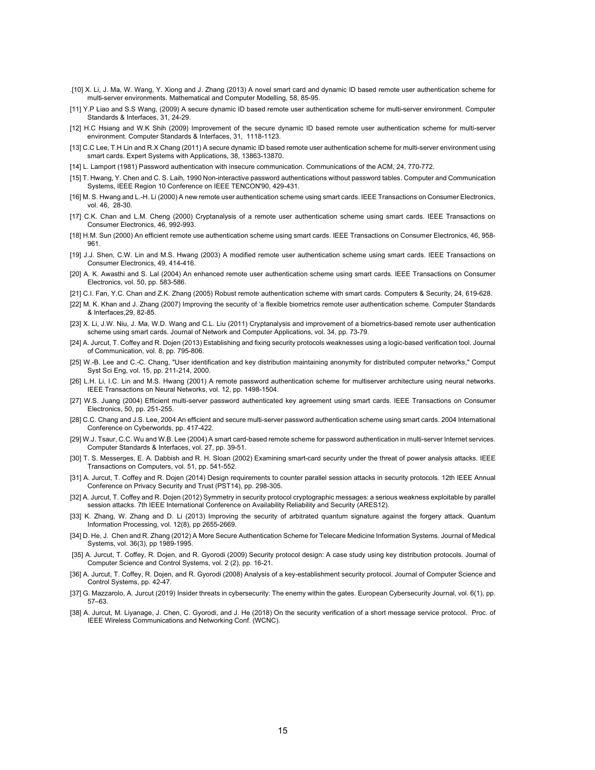.[10] X. Li, J. Ma, W. Wang, Y. Xiong and J. Zhang (2013) A novel smart card and dynamic ID based remote user authentication scheme for multi-server environments. Mathematical and Computer Modelling, 58, 85-95.

[11] Y.P Liao and S.S Wang, (2009) A secure dynamic ID based remote user authentication scheme for multi-server environment. Computer Standards & Interfaces, 31, 24-29.

[12] H.C Hsiang and W.K Shih (2009) Improvement of the secure dynamic ID based remote user authentication scheme for multi-server environment. Computer Standards & Interfaces, 31, 1118-1123.

[13] C.C Lee, T.H Lin and R.X Chang (2011) A secure dynamic ID based remote user authentication scheme for multi-server environment using smart cards. Expert Systems with Applications, 38, 13863-13870.

[14] L. Lamport (1981) Password authentication with insecure communication. Communications of the ACM, 24, 770-772.

[15] T. Hwang, Y. Chen and C. S. Laih, 1990 Non-interactive password authentications without password tables. Computer and Communication Systems, IEEE Region 10 Conference on IEEE TENCON'90, 429-431.

[16] M. S. Hwang and L.-H. Li (2000) A new remote user authentication scheme using smart cards. IEEE Transactions on Consumer Electronics, vol. 46, 28-30.

[17] C.K. Chan and L.M. Cheng (2000) Cryptanalysis of a remote user authentication scheme using smart cards. IEEE Transactions on Consumer Electronics, 46, 992-993.

[18] H.M. Sun (2000) An efficient remote use authentication scheme using smart cards. IEEE Transactions on Consumer Electronics, 46, 958-961.

[19] J.J. Shen, C.W. Lin and M.S. Hwang (2003) A modified remote user authentication scheme using smart cards. IEEE Transactions on Consumer Electronics, 49, 414-416.

[20] A. K. Awasthi and S. Lal (2004) An enhanced remote user authentication scheme using smart cards. IEEE Transactions on Consumer Electronics, vol. 50, pp. 583-586.

[21] C.I. Fan, Y.C. Chan and Z.K. Zhang (2005) Robust remote authentication scheme with smart cards. Computers & Security, 24, 619-628.

[22] M. K. Khan and J. Zhang (2007) Improving the security of 'a flexible biometrics remote user authentication scheme. Computer Standards & Interfaces,29, 82-85.

[23] X. Li, J.W. Niu, J. Ma, W.D. Wang and C.L. Liu (2011) Cryptanalysis and improvement of a biometrics-based remote user authentication scheme using smart cards. Journal of Network and Computer Applications, vol. 34, pp. 73-79.

[24] A. Jurcut, T. Coffey and R. Dojen (2013) Establishing and fixing security protocols weaknesses using a logic-based verification tool. Journal of Communication, vol. 8, pp. 795-806.

[25] W.-B. Lee and C.-C. Chang, "User identification and key distribution maintaining anonymity for distributed computer networks," Comput Syst Sci Eng, vol. 15, pp. 211-214, 2000.

[26] L.H. Li, I.C. Lin and M.S. Hwang (2001) A remote password authentication scheme for multiserver architecture using neural networks. IEEE Transactions on Neural Networks, vol. 12, pp. 1498-1504.

[27] W.S. Juang (2004) Efficient multi-server password authenticated key agreement using smart cards. IEEE Transactions on Consumer Electronics, 50, pp. 251-255.

[28] C.C. Chang and J.S. Lee, 2004 An efficient and secure multi-server password authentication scheme using smart cards. 2004 International Conference on Cyberworlds, pp. 417-422.

[29] W.J. Tsaur, C.C. Wu and W.B. Lee (2004) A smart card-based remote scheme for password authentication in multi-server Internet services. Computer Standards & Interfaces, vol. 27, pp. 39-51.

[30] T. S. Messerges, E. A. Dabbish and R. H. Sloan (2002) Examining smart-card security under the threat of power analysis attacks. IEEE Transactions on Computers, vol. 51, pp. 541-552.

[31] A. Jurcut, T. Coffey and R. Dojen (2014) Design requirements to counter parallel session attacks in security protocols. 12th IEEE Annual Conference on Privacy Security and Trust (PST14), pp. 298-305.

[32] A. Jurcut, T. Coffey and R. Dojen (2012) Symmetry in security protocol cryptographic messages: a serious weakness exploitable by parallel session attacks. 7th IEEE International Conference on Availability Reliability and Security (ARES12).

[33] K. Zhang, W. Zhang and D. Li (2013) Improving the security of arbitrated quantum signature against the forgery attack. Quantum Information Processing, vol. 12(8), pp 2655-2669.

[34] D. He, J. Chen and R. Zhang (2012) A More Secure Authentication Scheme for Telecare Medicine Information Systems. Journal of Medical Systems, vol. 36(3), pp 1989-1995.

[35] A. Jurcut, T. Coffey, R. Dojen, and R. Gyorodi (2009) Security protocol design: A case study using key distribution protocols. Journal of Computer Science and Control Systems, vol. 2 (2), pp. 16-21.

[36] A. Jurcut, T. Coffey, R. Dojen, and R. Gyorodi (2008) Analysis of a key-establishment security protocol. Journal of Computer Science and Control Systems, pp. 42-47.

[37] G. Mazzarolo, A. Jurcut (2019) Insider threats in cybersecurity: The enemy within the gates. European Cybersecurity Journal, vol. 6(1), pp. 57–63.

[38] A. Jurcut, M. Liyanage, J. Chen, C. Gyorodi, and J. He (2018) On the security verification of a short message service protocol. Proc. of IEEE Wireless Communications and Networking Conf. (WCNC).